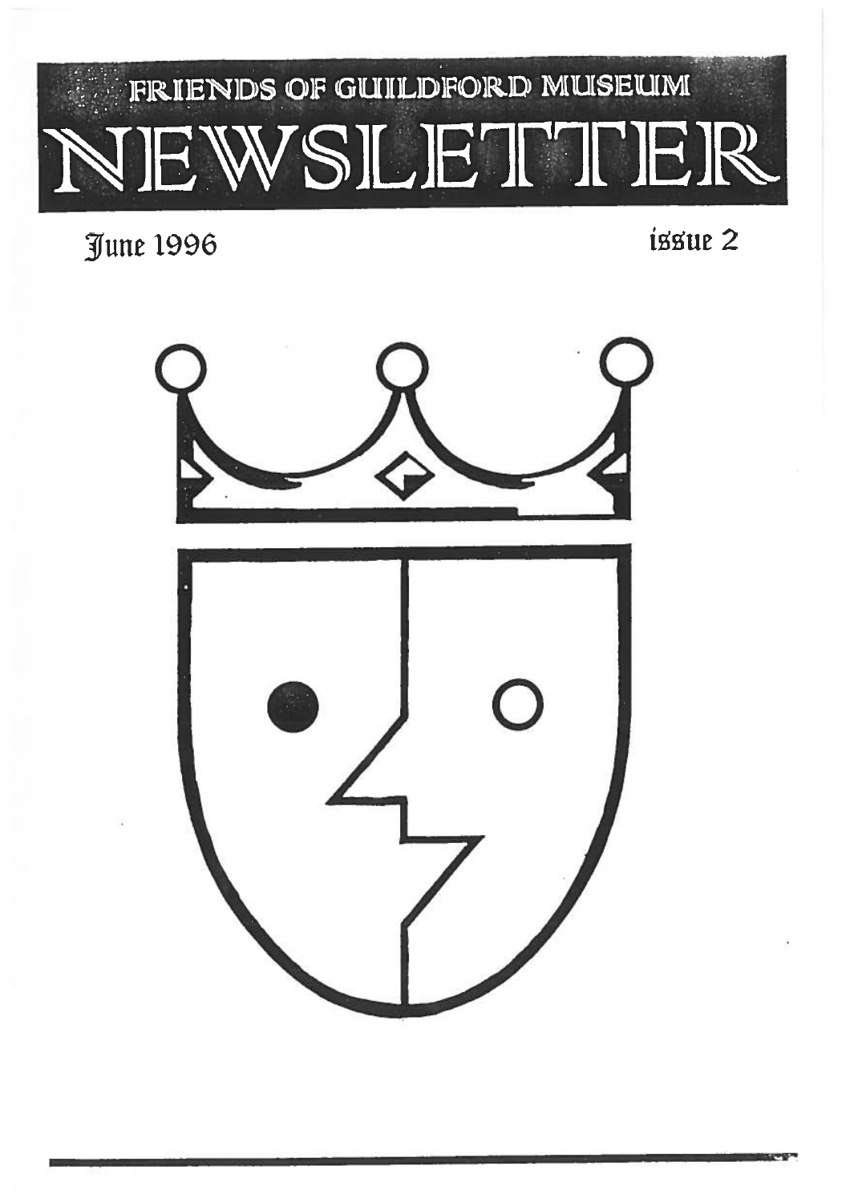# FRIENDS OF GUILDFORD MUSEUM

# NEWSLETTER

June 1996

issue 2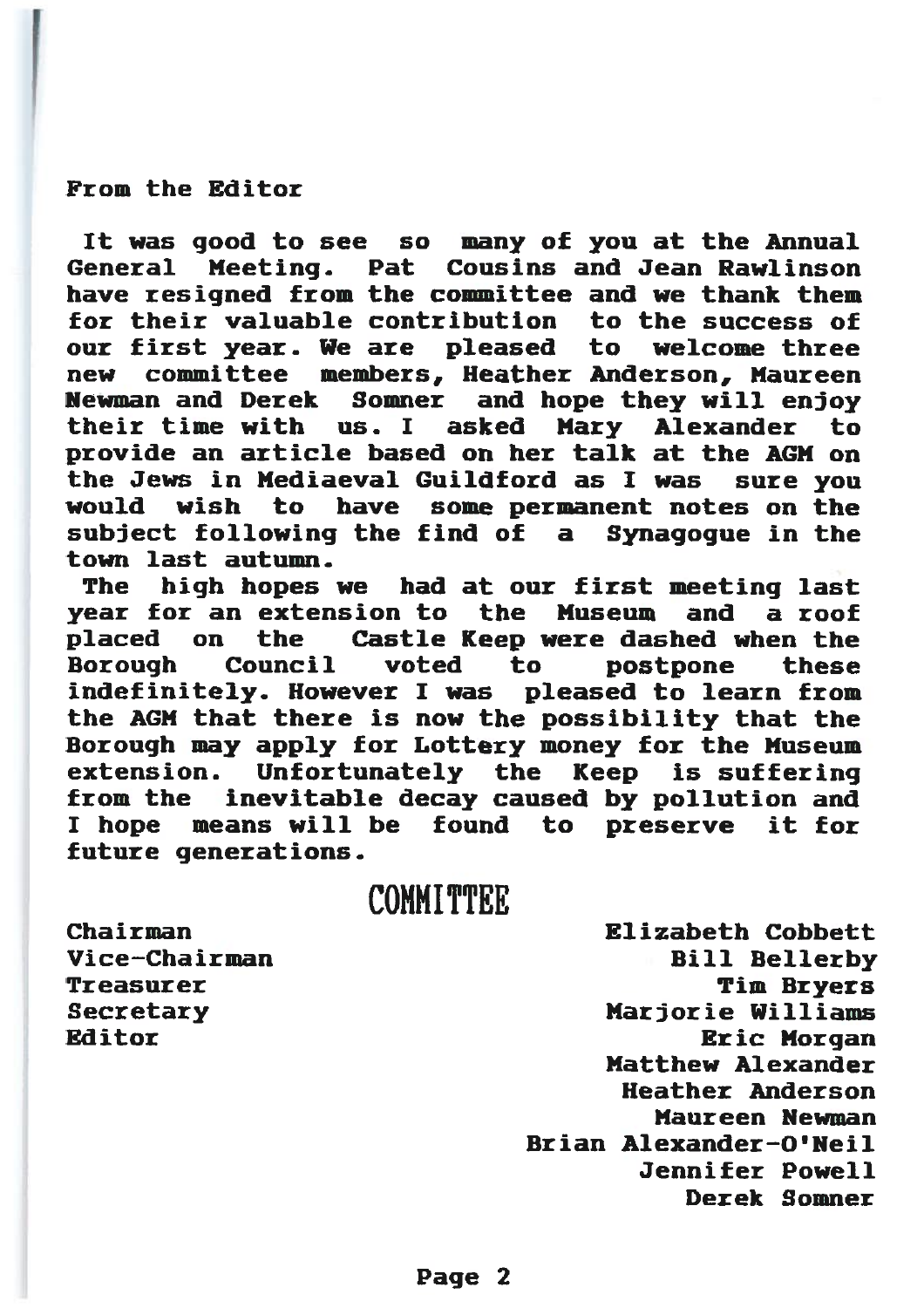## From the Editor

It was good to see so many of you at the Annual General Meeting. Pat Cousins and Jean Rawlinson have resigned from the committee and we thank them for their valuable contribution to the success of our first year. We are pleased to welcome three new committee members, Heather Anderson, Maureen Newman and Derek Somner and hope they will enjoy their time with us. I asked Mary Alexander to provide an article based on her talk at the AGM on the Jews in Mediaeval Guildford as I was sure you would wish to have some permanent notes on the subject following the find of a Synagogue in the town last autumn.

The high hopes we had at our first meeting last year for an extension to the Museum and a roof placed on the Castle Keep were dashed when the Borough Council voted to postpone these indefinitely. However I was pleased to learn from the AGM that there is now the possibility that the Borough may apply for Lottery money for the Museum extension. Unfortunately the Keep is suffering from the inevitable decay caused by pollution and I hope means will be found to preserve it for future generations.

## COMMITTEE

| | |
|---|---|
| Chairman | Elizabeth Cobbett |
| Vice-Chairman | Bill Bellerby |
| Treasurer | Tim Bryers |
| Secretary | Marjorie Williams |
| Editor | Eric Morgan |
| | Matthew Alexander |
| | Heather Anderson |
| | Maureen Newman |
| | Brian Alexander-O'Neil |
| | Jennifer Powell |
| | Derek Somner |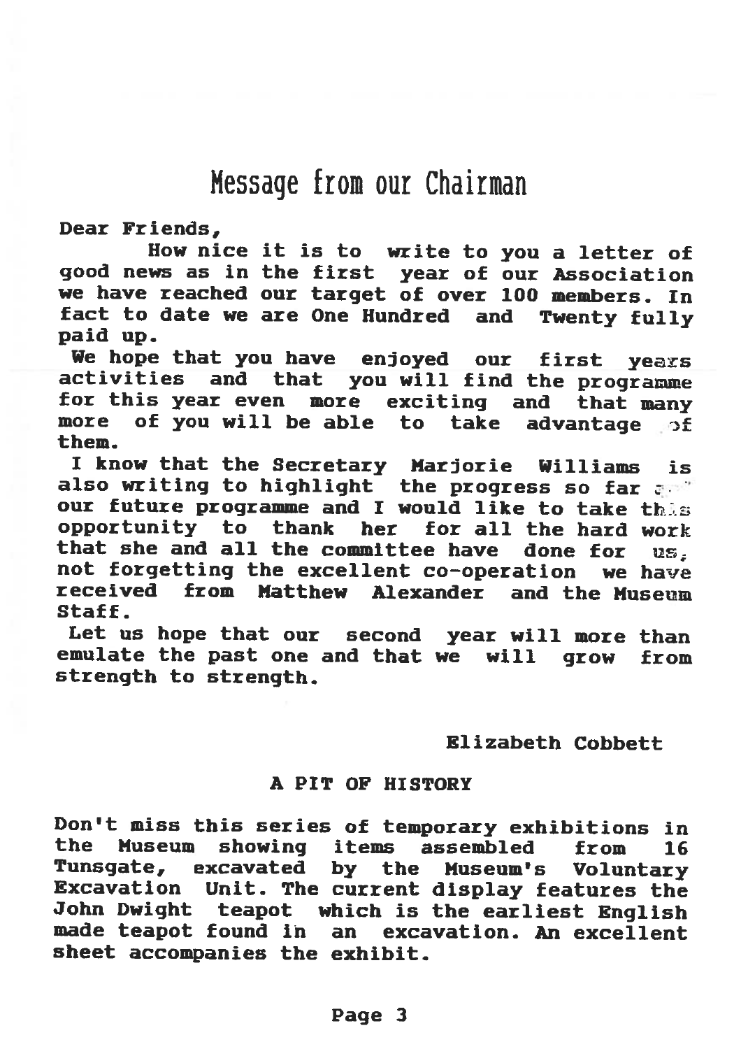# Message from our Chairman

Dear Friends,

How nice it is to write to you a letter of good news as in the first year of our Association we have reached our target of over 100 members. In fact to date we are One Hundred and Twenty fully paid up.

We hope that you have enjoyed our first years activities and that you will find the programme for this year even more exciting and that many more of you will be able to take advantage of them.

I know that the Secretary Marjorie Williams is also writing to highlight the progress so far and our future programme and I would like to take this opportunity to thank her for all the hard work that she and all the committee have done for us, not forgetting the excellent co-operation we have received from Matthew Alexander and the Museum Staff.

Let us hope that our second year will more than emulate the past one and that we will grow from strength to strength.

Elizabeth Cobbett

## A PIT OF HISTORY

Don't miss this series of temporary exhibitions in the Museum showing items assembled from 16 Tunsgate, excavated by the Museum's Voluntary Excavation Unit. The current display features the John Dwight teapot which is the earliest English made teapot found in an excavation. An excellent sheet accompanies the exhibit.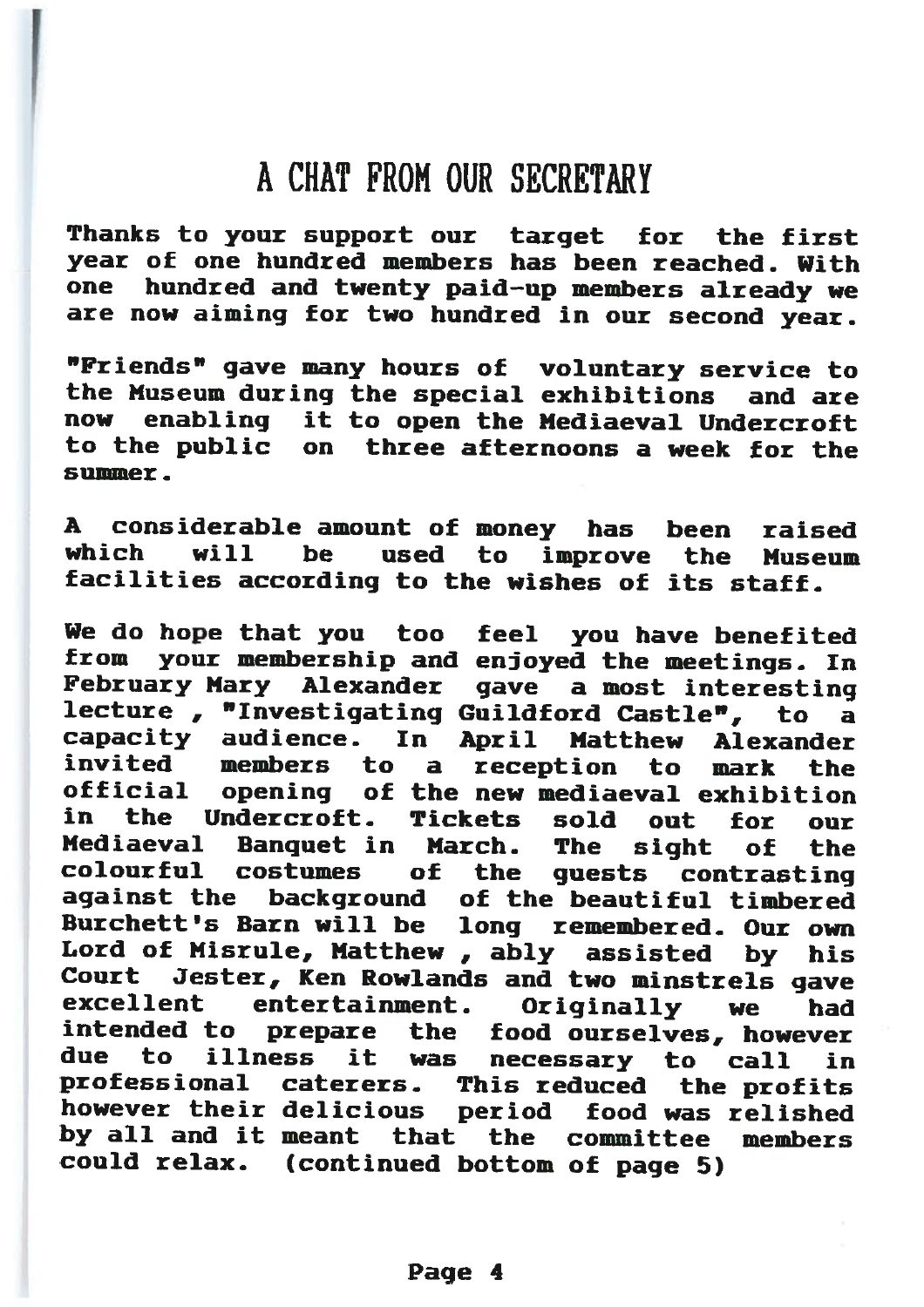# A CHAT FROM OUR SECRETARY

Thanks to your support our target for the first year of one hundred members has been reached. With one hundred and twenty paid-up members already we are now aiming for two hundred in our second year.

"Friends" gave many hours of voluntary service to the Museum during the special exhibitions and are now enabling it to open the Mediaeval Undercroft to the public on three afternoons a week for the summer.

A considerable amount of money has been raised which will be used to improve the Museum facilities according to the wishes of its staff.

We do hope that you too feel you have benefited from your membership and enjoyed the meetings. In February Mary Alexander gave a most interesting lecture , "Investigating Guildford Castle", to a capacity audience. In April Matthew Alexander invited members to a reception to mark the official opening of the new mediaeval exhibition in the Undercroft. Tickets sold out for our Mediaeval Banquet in March. The sight of the colourful costumes of the guests contrasting against the background of the beautiful timbered Burchett's Barn will be long remembered. Our own Lord of Misrule, Matthew , ably assisted by his Court Jester, Ken Rowlands and two minstrels gave excellent entertainment. Originally we had intended to prepare the food ourselves, however due to illness it was necessary to call in professional caterers. This reduced the profits however their delicious period food was relished by all and it meant that the committee members could relax. (continued bottom of page 5)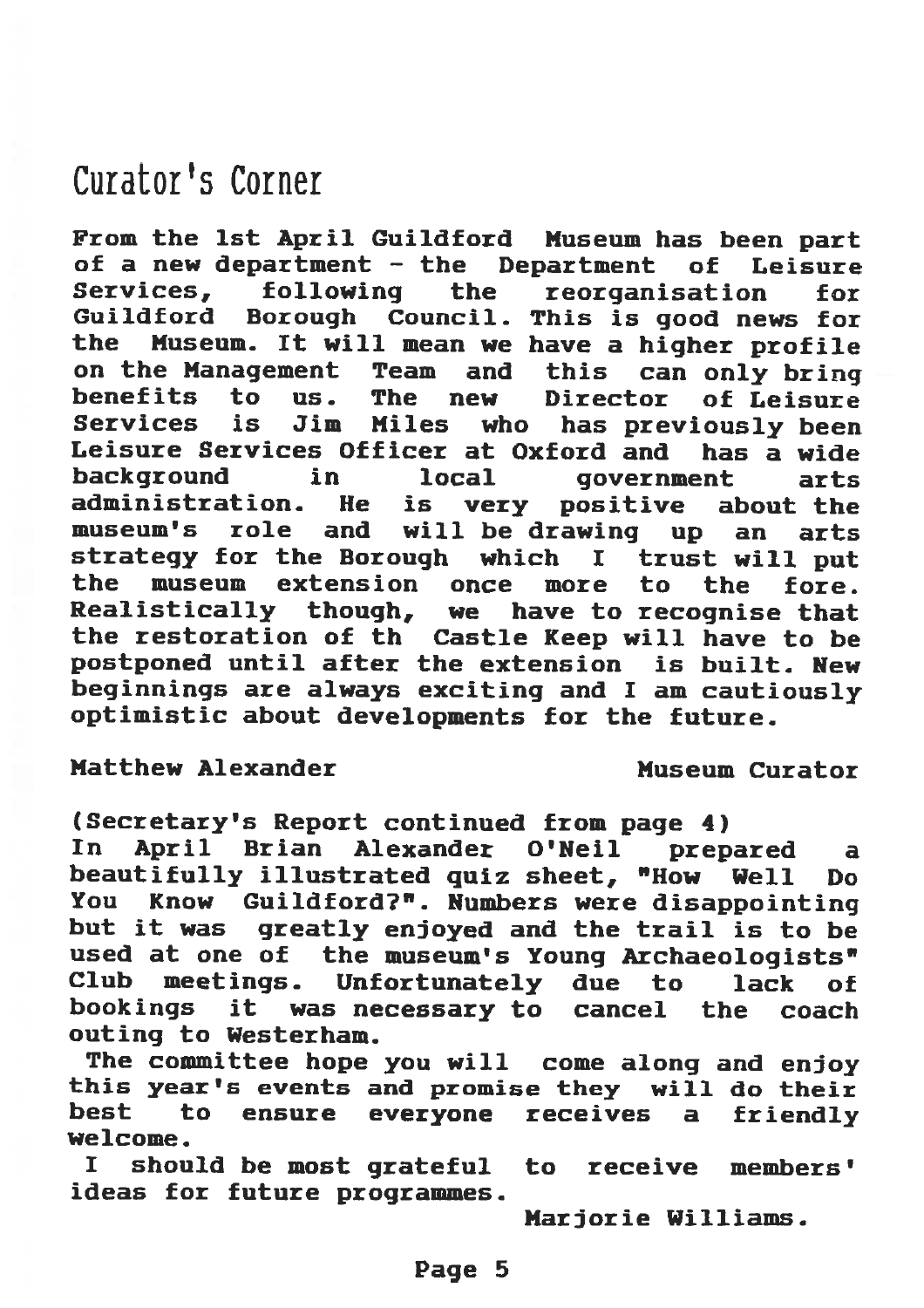## Curator's Corner

From the 1st April Guildford Museum has been part of a new department - the Department of Leisure Services, following the reorganisation for Guildford Borough Council. This is good news for the Museum. It will mean we have a higher profile on the Management Team and this can only bring benefits to us. The new Director of Leisure Services is Jim Miles who has previously been Leisure Services Officer at Oxford and has a wide background in local government arts administration. He is very positive about the museum's role and will be drawing up an arts strategy for the Borough which I trust will put the museum extension once more to the fore. Realistically though, we have to recognise that the restoration of th Castle Keep will have to be postponed until after the extension is built. New beginnings are always exciting and I am cautiously optimistic about developments for the future.

Matthew Alexander — Museum Curator

(Secretary's Report continued from page 4)

In April Brian Alexander O'Neil prepared a beautifully illustrated quiz sheet, "How Well Do You Know Guildford?". Numbers were disappointing but it was greatly enjoyed and the trail is to be used at one of the museum's Young Archaeologists" Club meetings. Unfortunately due to lack of bookings it was necessary to cancel the coach outing to Westerham.

The committee hope you will come along and enjoy this year's events and promise they will do their best to ensure everyone receives a friendly welcome.

I should be most grateful to receive members' ideas for future programmes.

Marjorie Williams.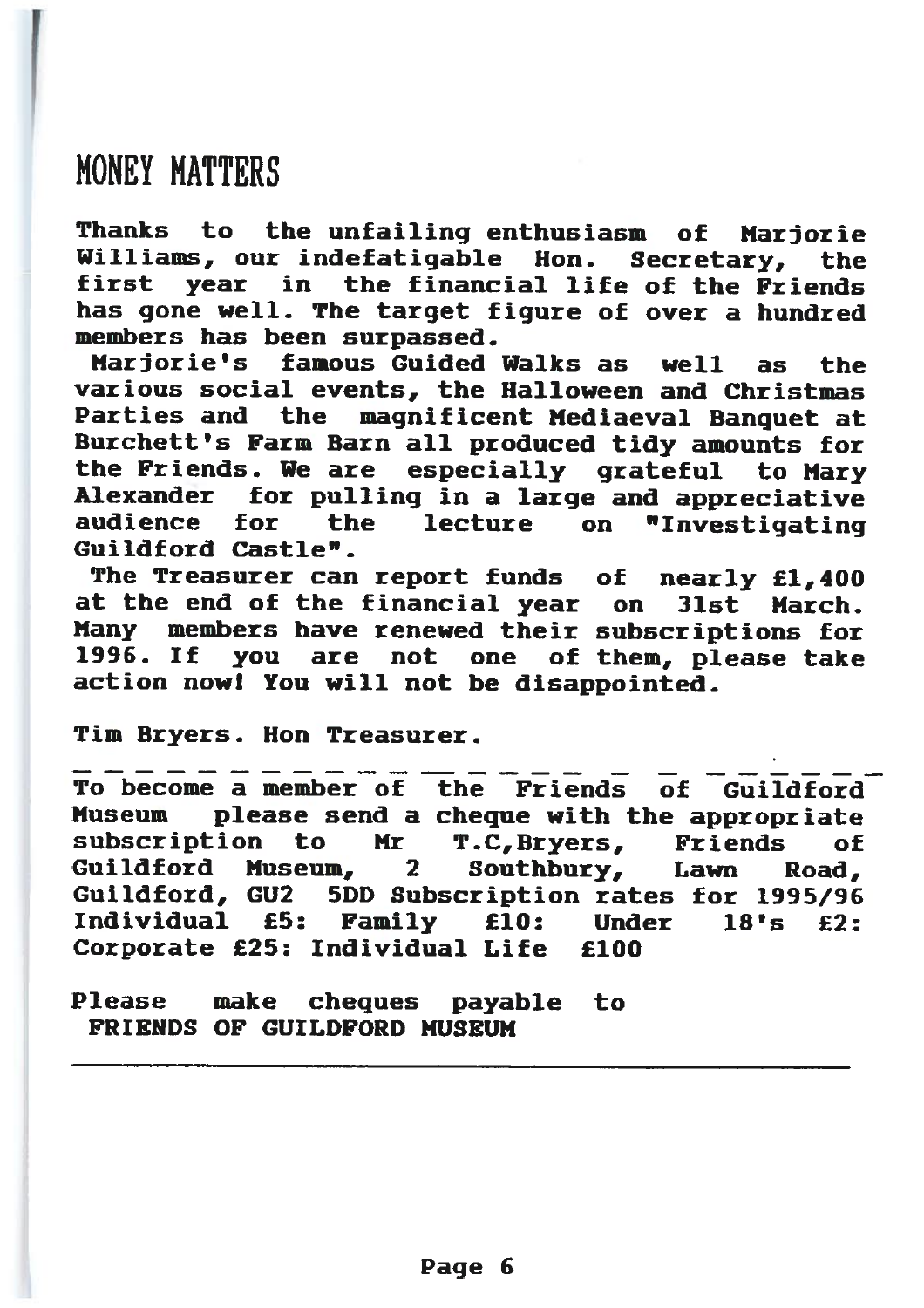## MONEY MATTERS

Thanks to the unfailing enthusiasm of Marjorie Williams, our indefatigable Hon. Secretary, the first year in the financial life of the Friends has gone well. The target figure of over a hundred members has been surpassed.

Marjorie's famous Guided Walks as well as the various social events, the Halloween and Christmas Parties and the magnificent Mediaeval Banquet at Burchett's Farm Barn all produced tidy amounts for the Friends. We are especially grateful to Mary Alexander for pulling in a large and appreciative audience for the lecture on "Investigating Guildford Castle".

The Treasurer can report funds of nearly £1,400 at the end of the financial year on 31st March. Many members have renewed their subscriptions for 1996. If you are not one of them, please take action now! You will not be disappointed.

Tim Bryers. Hon Treasurer.

---

To become a member of the Friends of Guildford Museum please send a cheque with the appropriate subscription to Mr T.C,Bryers, Friends of Guildford Museum, 2 Southbury, Lawn Road, Guildford, GU2 5DD Subscription rates for 1995/96 Individual £5: Family £10: Under 18's £2: Corporate £25: Individual Life £100

Please make cheques payable to
FRIENDS OF GUILDFORD MUSEUM

---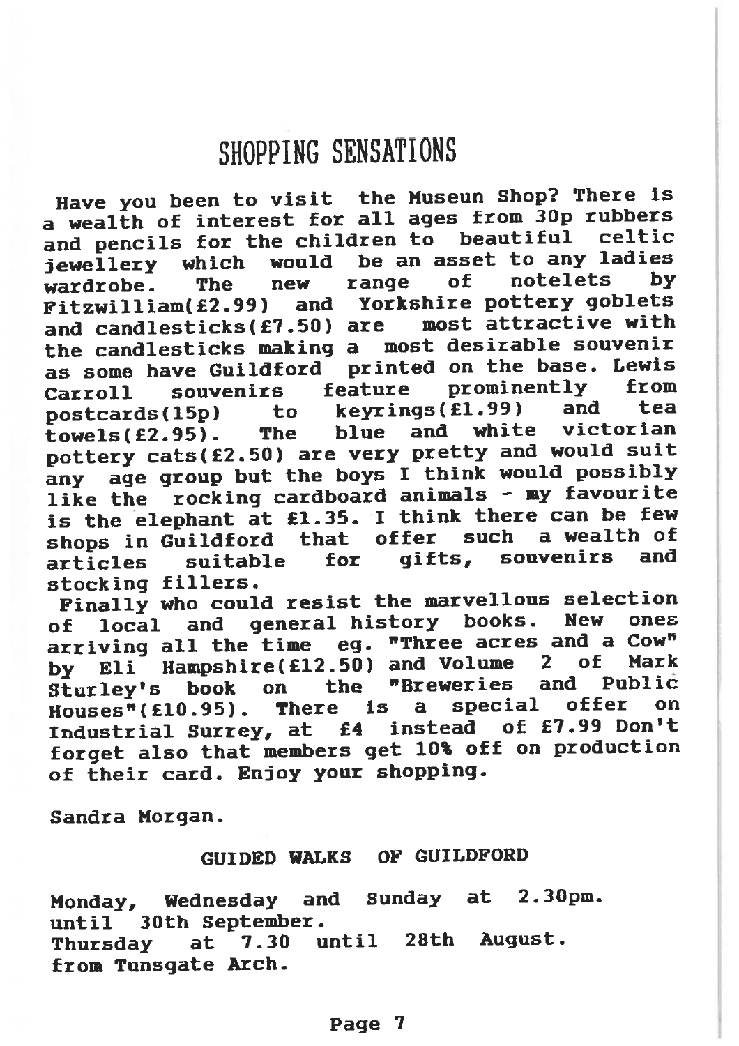# SHOPPING SENSATIONS

Have you been to visit the Museun Shop? There is a wealth of interest for all ages from 30p rubbers and pencils for the children to beautiful celtic jewellery which would be an asset to any ladies wardrobe. The new range of notelets by Fitzwilliam(£2.99) and Yorkshire pottery goblets and candlesticks(£7.50) are most attractive with the candlesticks making a most desirable souvenir as some have Guildford printed on the base. Lewis Carroll souvenirs feature prominently from postcards(15p) to keyrings(£1.99) and tea towels(£2.95). The blue and white victorian pottery cats(£2.50) are very pretty and would suit any age group but the boys I think would possibly like the rocking cardboard animals - my favourite is the elephant at £1.35. I think there can be few shops in Guildford that offer such a wealth of articles suitable for gifts, souvenirs and stocking fillers.

Finally who could resist the marvellous selection of local and general history books. New ones arriving all the time eg. "Three acres and a Cow" by Eli Hampshire(£12.50) and Volume 2 of Mark Sturley's book on the "Breweries and Public Houses"(£10.95). There is a special offer on Industrial Surrey, at £4 instead of £7.99 Don't forget also that members get 10% off on production of their card. Enjoy your shopping.

Sandra Morgan.

## GUIDED WALKS OF GUILDFORD

Monday, Wednesday and Sunday at 2.30pm. until 30th September.
Thursday at 7.30 until 28th August.
from Tunsgate Arch.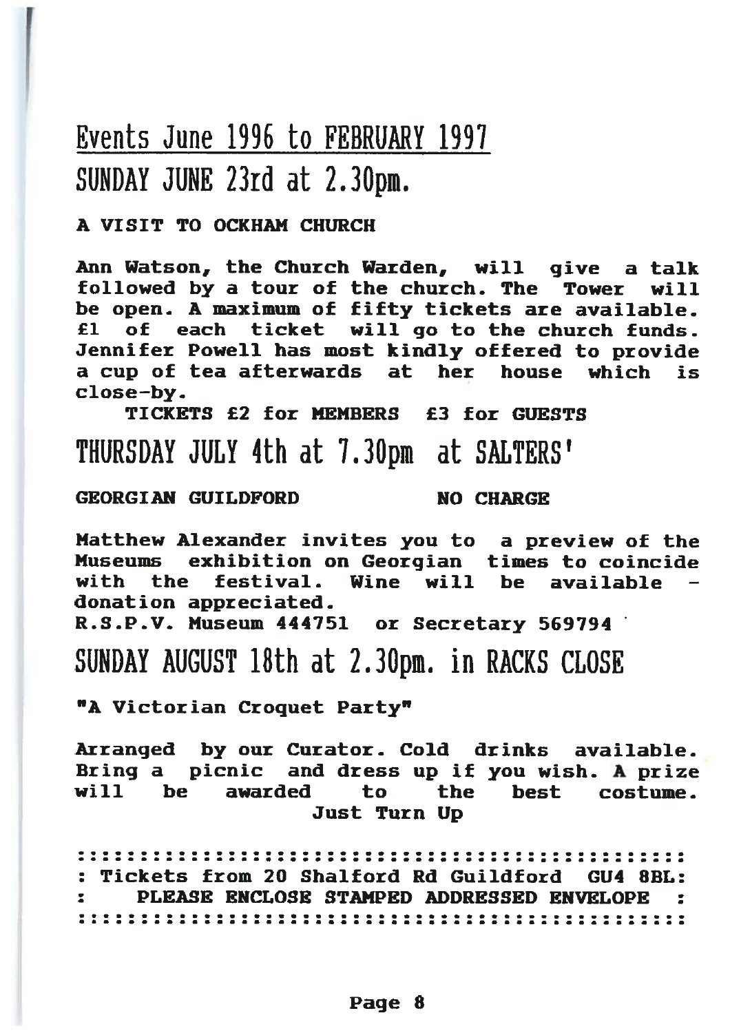# Events June 1996 to FEBRUARY 1997

## SUNDAY JUNE 23rd at 2.30pm.

**A VISIT TO OCKHAM CHURCH**

**Ann Watson, the Church Warden, will give a talk followed by a tour of the church. The Tower will be open. A maximum of fifty tickets are available. £1 of each ticket will go to the church funds. Jennifer Powell has most kindly offered to provide a cup of tea afterwards at her house which is close-by.**

**TICKETS £2 for MEMBERS £3 for GUESTS**

## THURSDAY JULY 4th at 7.30pm at SALTERS'

**GEORGIAN GUILDFORD NO CHARGE**

**Matthew Alexander invites you to a preview of the Museums exhibition on Georgian times to coincide with the festival. Wine will be available - donation appreciated.**
**R.S.P.V. Museum 444751 or Secretary 569794**

## SUNDAY AUGUST 18th at 2.30pm. in RACKS CLOSE

**"A Victorian Croquet Party"**

**Arranged by our Curator. Cold drinks available. Bring a picnic and dress up if you wish. A prize will be awarded to the best costume.**
**Just Turn Up**

**Tickets from 20 Shalford Rd Guildford GU4 8BL:**
**PLEASE ENCLOSE STAMPED ADDRESSED ENVELOPE**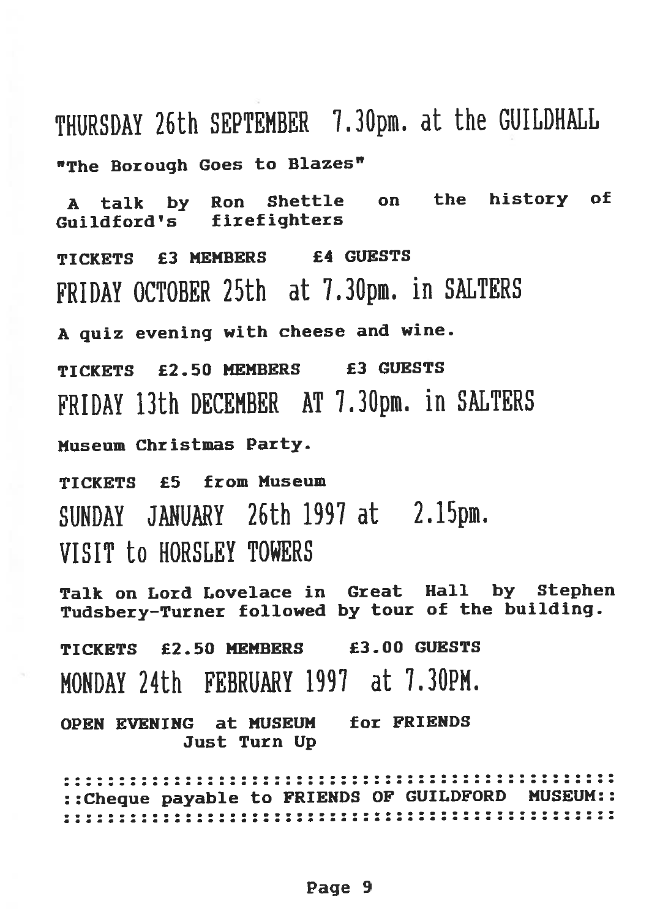## THURSDAY 26th SEPTEMBER 7.30pm. at the GUILDHALL

**"The Borough Goes to Blazes"**

**A talk by Ron Shettle on the history of Guildford's firefighters**

**TICKETS £3 MEMBERS £4 GUESTS**

## FRIDAY OCTOBER 25th at 7.30pm. in SALTERS

**A quiz evening with cheese and wine.**

**TICKETS £2.50 MEMBERS £3 GUESTS**

## FRIDAY 13th DECEMBER AT 7.30pm. in SALTERS

**Museum Christmas Party.**

**TICKETS £5 from Museum**

## SUNDAY JANUARY 26th 1997 at 2.15pm.
## VISIT to HORSLEY TOWERS

**Talk on Lord Lovelace in Great Hall by Stephen Tudsbery-Turner followed by tour of the building.**

**TICKETS £2.50 MEMBERS £3.00 GUESTS**

## MONDAY 24th FEBRUARY 1997 at 7.30PM.

**OPEN EVENING at MUSEUM for FRIENDS**
**Just Turn Up**

**::Cheque payable to FRIENDS OF GUILDFORD MUSEUM::**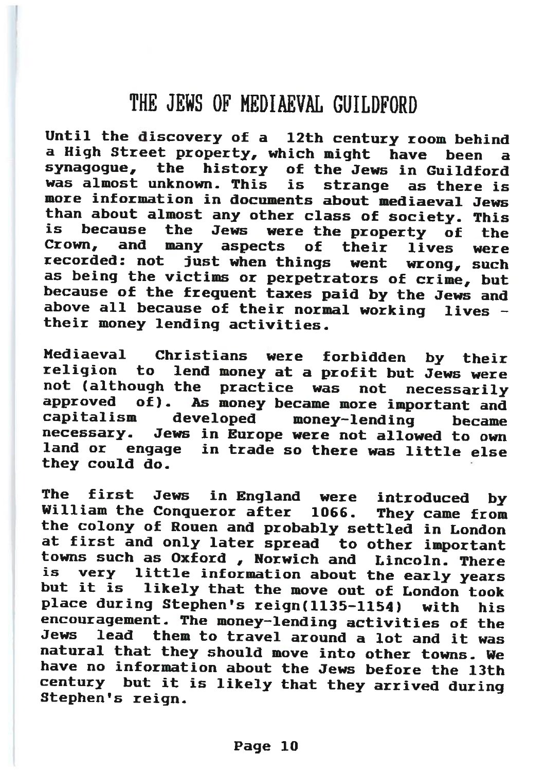# THE JEWS OF MEDIAEVAL GUILDFORD

Until the discovery of a 12th century room behind a High Street property, which might have been a synagogue, the history of the Jews in Guildford was almost unknown. This is strange as there is more information in documents about mediaeval Jews than about almost any other class of society. This is because the Jews were the property of the Crown, and many aspects of their lives were recorded: not just when things went wrong, such as being the victims or perpetrators of crime, but because of the frequent taxes paid by the Jews and above all because of their normal working lives - their money lending activities.

Mediaeval Christians were forbidden by their religion to lend money at a profit but Jews were not (although the practice was not necessarily approved of). As money became more important and capitalism developed money-lending became necessary. Jews in Europe were not allowed to own land or engage in trade so there was little else they could do.

The first Jews in England were introduced by William the Conqueror after 1066. They came from the colony of Rouen and probably settled in London at first and only later spread to other important towns such as Oxford , Norwich and Lincoln. There is very little information about the early years but it is likely that the move out of London took place during Stephen's reign(1135-1154) with his encouragement. The money-lending activities of the Jews lead them to travel around a lot and it was natural that they should move into other towns. We have no information about the Jews before the 13th century but it is likely that they arrived during Stephen's reign.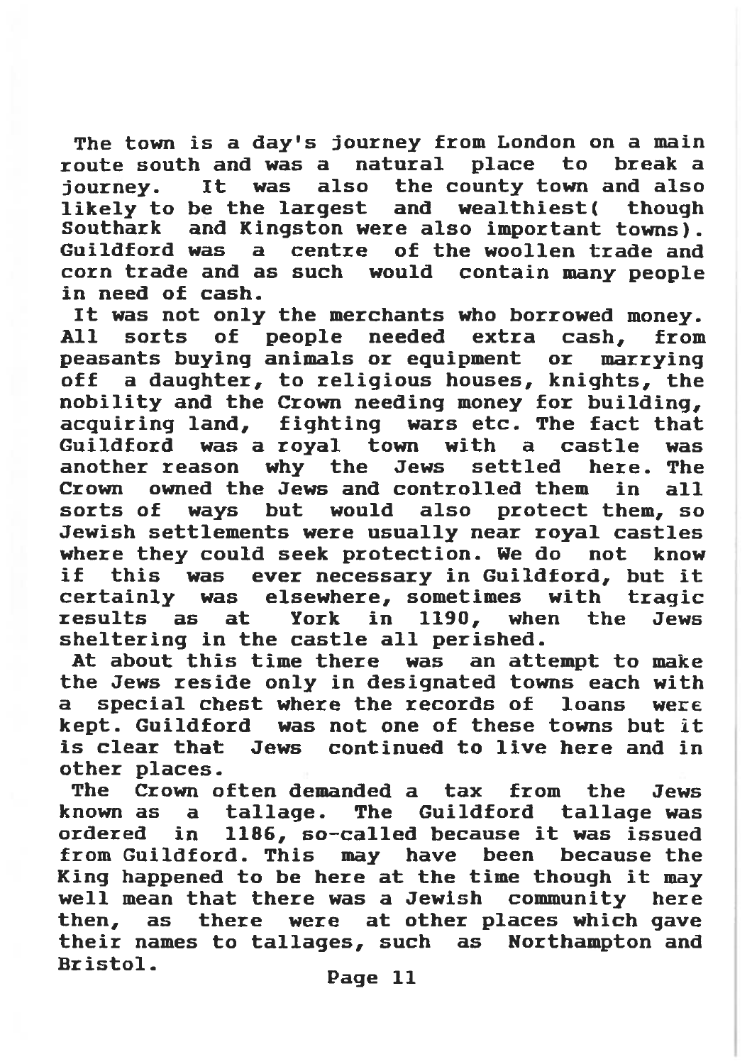The town is a day's journey from London on a main route south and was a natural place to break a journey. It was also the county town and also likely to be the largest and wealthiest( though Southark and Kingston were also important towns). Guildford was a centre of the woollen trade and corn trade and as such would contain many people in need of cash.

It was not only the merchants who borrowed money. All sorts of people needed extra cash, from peasants buying animals or equipment or marrying off a daughter, to religious houses, knights, the nobility and the Crown needing money for building, acquiring land, fighting wars etc. The fact that Guildford was a royal town with a castle was another reason why the Jews settled here. The Crown owned the Jews and controlled them in all sorts of ways but would also protect them, so Jewish settlements were usually near royal castles where they could seek protection. We do not know if this was ever necessary in Guildford, but it certainly was elsewhere, sometimes with tragic results as at York in 1190, when the Jews sheltering in the castle all perished.

At about this time there was an attempt to make the Jews reside only in designated towns each with a special chest where the records of loans were kept. Guildford was not one of these towns but it is clear that Jews continued to live here and in other places.

The Crown often demanded a tax from the Jews known as a tallage. The Guildford tallage was ordered in 1186, so-called because it was issued from Guildford. This may have been because the King happened to be here at the time though it may well mean that there was a Jewish community here then, as there were at other places which gave their names to tallages, such as Northampton and Bristol.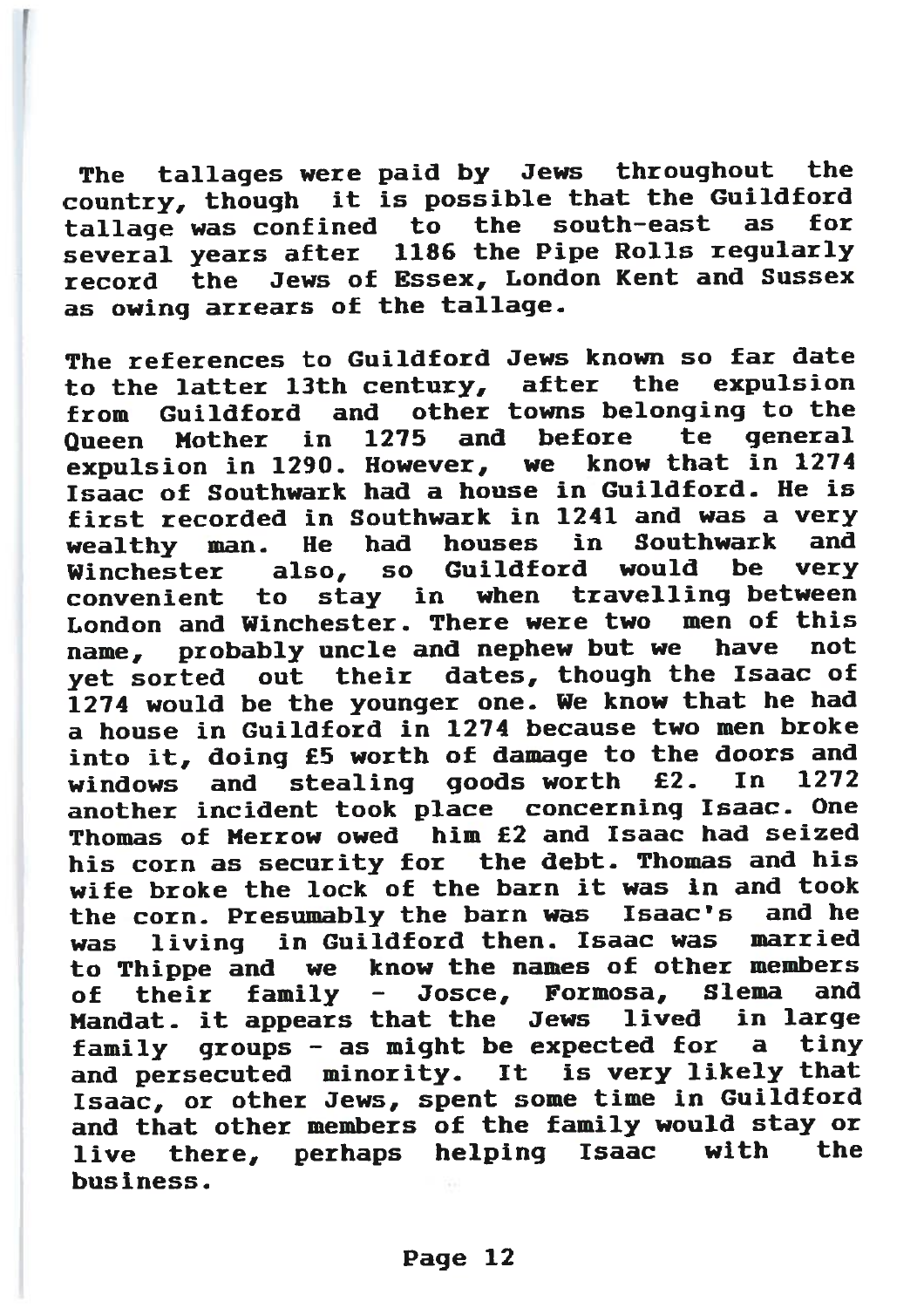The tallages were paid by Jews throughout the country, though it is possible that the Guildford tallage was confined to the south-east as for several years after 1186 the Pipe Rolls regularly record the Jews of Essex, London Kent and Sussex as owing arrears of the tallage.

The references to Guildford Jews known so far date to the latter 13th century, after the expulsion from Guildford and other towns belonging to the Queen Mother in 1275 and before te general expulsion in 1290. However, we know that in 1274 Isaac of Southwark had a house in Guildford. He is first recorded in Southwark in 1241 and was a very wealthy man. He had houses in Southwark and Winchester also, so Guildford would be very convenient to stay in when travelling between London and Winchester. There were two men of this name, probably uncle and nephew but we have not yet sorted out their dates, though the Isaac of 1274 would be the younger one. We know that he had a house in Guildford in 1274 because two men broke into it, doing £5 worth of damage to the doors and windows and stealing goods worth £2. In 1272 another incident took place concerning Isaac. One Thomas of Merrow owed him £2 and Isaac had seized his corn as security for the debt. Thomas and his wife broke the lock of the barn it was in and took the corn. Presumably the barn was Isaac's and he was living in Guildford then. Isaac was married to Thippe and we know the names of other members of their family - Josce, Formosa, Slema and Mandat. it appears that the Jews lived in large family groups - as might be expected for a tiny and persecuted minority. It is very likely that Isaac, or other Jews, spent some time in Guildford and that other members of the family would stay or live there, perhaps helping Isaac with the business.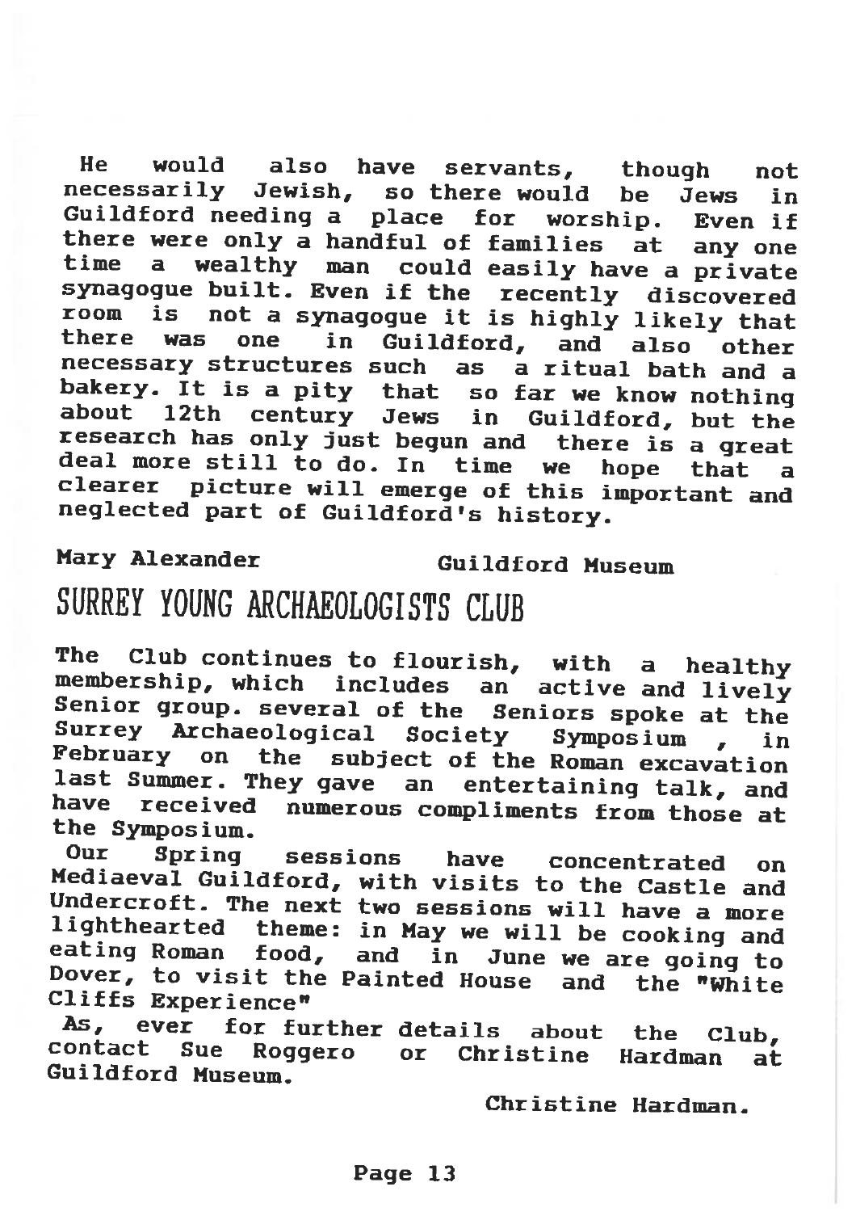He would also have servants, though not necessarily Jewish, so there would be Jews in Guildford needing a place for worship. Even if there were only a handful of families at any one time a wealthy man could easily have a private synagogue built. Even if the recently discovered room is not a synagogue it is highly likely that there was one in Guildford, and also other necessary structures such as a ritual bath and a bakery. It is a pity that so far we know nothing about 12th century Jews in Guildford, but the research has only just begun and there is a great deal more still to do. In time we hope that a clearer picture will emerge of this important and neglected part of Guildford's history.

**Mary Alexander** Guildford Museum

# SURREY YOUNG ARCHAEOLOGISTS CLUB

The Club continues to flourish, with a healthy membership, which includes an active and lively Senior group. several of the Seniors spoke at the Surrey Archaeological Society Symposium , in February on the subject of the Roman excavation last Summer. They gave an entertaining talk, and have received numerous compliments from those at the Symposium.

Our Spring sessions have concentrated on Mediaeval Guildford, with visits to the Castle and Undercroft. The next two sessions will have a more lighthearted theme: in May we will be cooking and eating Roman food, and in June we are going to Dover, to visit the Painted House and the "White Cliffs Experience"

As, ever for further details about the Club, contact Sue Roggero or Christine Hardman at Guildford Museum.

Christine Hardman.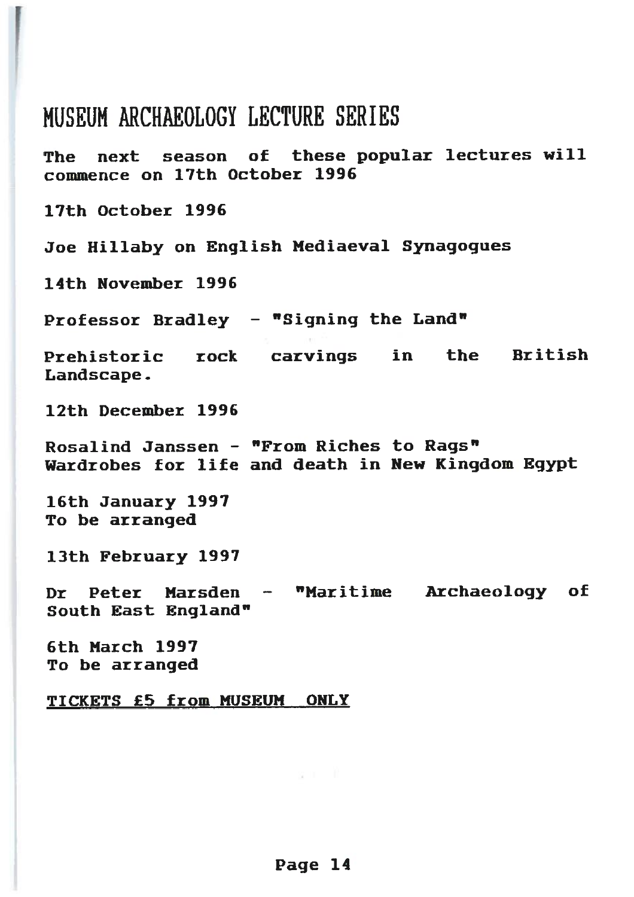# MUSEUM ARCHAEOLOGY LECTURE SERIES

The next season of these popular lectures will commence on 17th October 1996

17th October 1996

Joe Hillaby on English Mediaeval Synagogues

14th November 1996

Professor Bradley - "Signing the Land"

Prehistoric rock carvings in the British Landscape.

12th December 1996

Rosalind Janssen - "From Riches to Rags"
Wardrobes for life and death in New Kingdom Egypt

16th January 1997
To be arranged

13th February 1997

Dr Peter Marsden - "Maritime Archaeology of South East England"

6th March 1997
To be arranged

<u>TICKETS £5 from MUSEUM ONLY</u>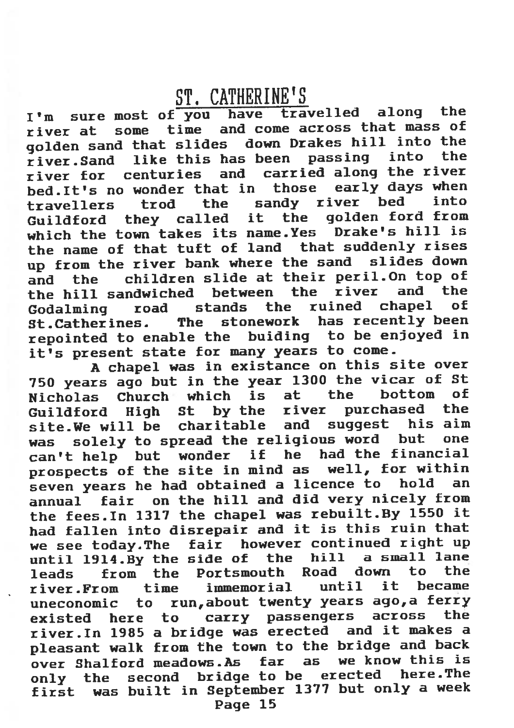## ST. CATHERINE'S

I'm sure most of you have travelled along the river at some time and come across that mass of golden sand that slides down Drakes hill into the river.Sand like this has been passing into the river for centuries and carried along the river bed.It's no wonder that in those early days when travellers trod the sandy river bed into Guildford they called it the golden ford from which the town takes its name.Yes Drake's hill is the name of that tuft of land that suddenly rises up from the river bank where the sand slides down and the children slide at their peril.On top of the hill sandwiched between the river and the Godalming road stands the ruined chapel of St.Catherines. The stonework has recently been repointed to enable the buiding to be enjoyed in it's present state for many years to come.

A chapel was in existance on this site over 750 years ago but in the year 1300 the vicar of St Nicholas Church which is at the bottom of Guildford High St by the river purchased the site.We will be charitable and suggest his aim was solely to spread the religious word but one can't help but wonder if he had the financial prospects of the site in mind as well, for within seven years he had obtained a licence to hold an annual fair on the hill and did very nicely from the fees.In 1317 the chapel was rebuilt.By 1550 it had fallen into disrepair and it is this ruin that we see today.The fair however continued right up until 1914.By the side of the hill a small lane leads from the Portsmouth Road down to the river.From time immemorial until it became uneconomic to run,about twenty years ago,a ferry existed here to carry passengers across the river.In 1985 a bridge was erected and it makes a pleasant walk from the town to the bridge and back over Shalford meadows.As far as we know this is only the second bridge to be erected here.The first was built in September 1377 but only a week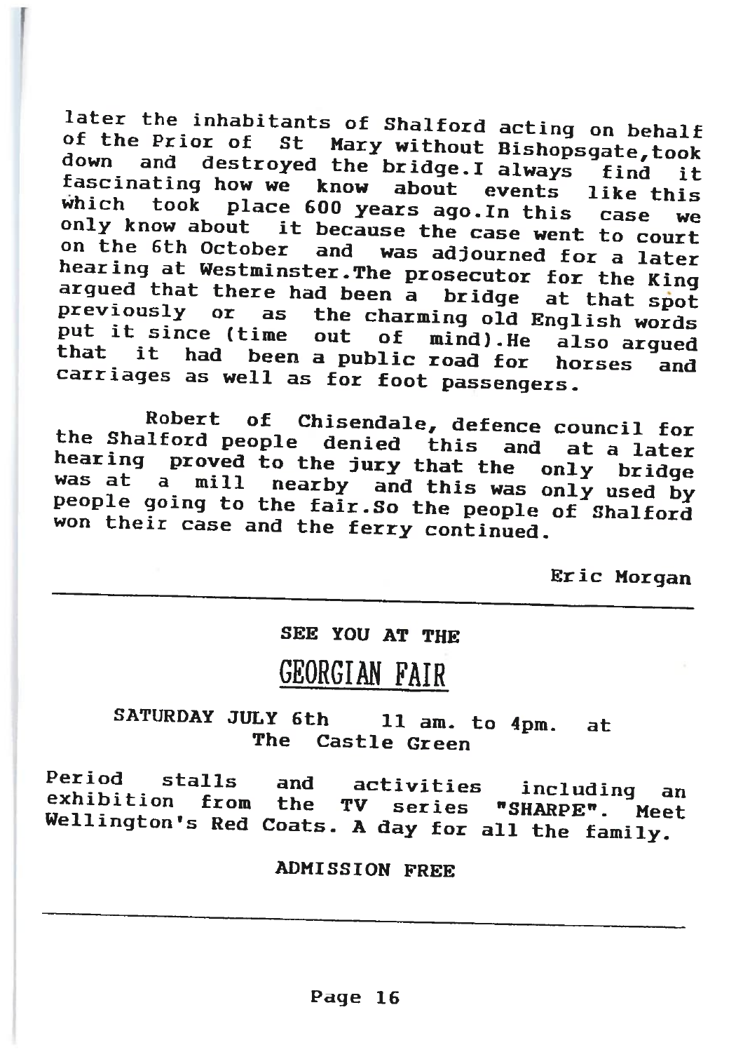later the inhabitants of Shalford acting on behalf of the Prior of St Mary without Bishopsgate,took down and destroyed the bridge.I always find it fascinating how we know about events like this which took place 600 years ago.In this case we only know about it because the case went to court on the 6th October and was adjourned for a later hearing at Westminster.The prosecutor for the King argued that there had been a bridge at that spot previously or as the charming old English words put it since (time out of mind).He also argued that it had been a public road for horses and carriages as well as for foot passengers.

Robert of Chisendale, defence council for the Shalford people denied this and at a later hearing proved to the jury that the only bridge was at a mill nearby and this was only used by people going to the fair.So the people of Shalford won their case and the ferry continued.

Eric Morgan

---

**SEE YOU AT THE**

## GEORGIAN FAIR

**SATURDAY JULY 6th 11 am. to 4pm. at The Castle Green**

Period stalls and activities including an exhibition from the TV series "SHARPE". Meet Wellington's Red Coats. A day for all the family.

**ADMISSION FREE**

---